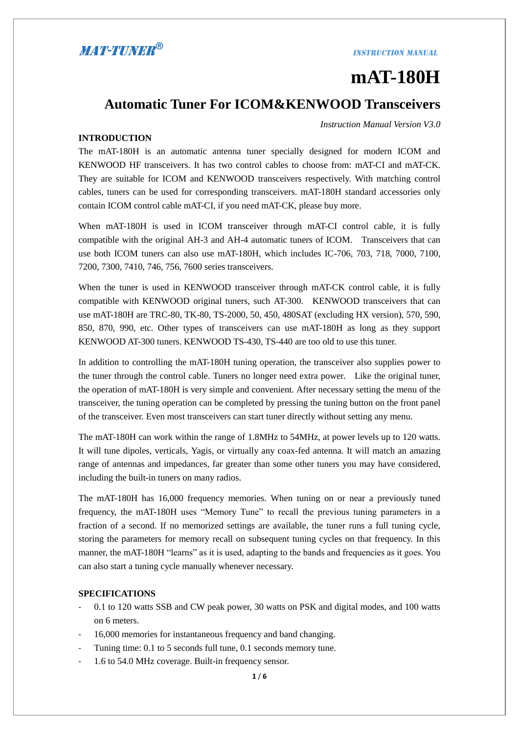MAT-TUNER®

INSTRUCTION MANUAL

# mAT-180H

## Automatic Tuner For ICOM&KENWOOD Transceivers

*Instruction Manual Version V3.0*

### INTRODUCTION

The mAT-180H is an automatic antenna tuner specially designed for modern ICOM and KENWOOD HF transceivers. It has two control cables to choose from: mAT-CI and mAT-CK. They are suitable for ICOM and KENWOOD transceivers respectively. With matching control cables, tuners can be used for corresponding transceivers. mAT-180H standard accessories only contain ICOM control cable mAT-CI, if you need mAT-CK, please buy more.

When mAT-180H is used in ICOM transceiver through mAT-CI control cable, it is fully compatible with the original AH-3 and AH-4 automatic tuners of ICOM. Transceivers that can use both ICOM tuners can also use mAT-180H, which includes IC-706, 703, 718, 7000, 7100, 7200, 7300, 7410, 746, 756, 7600 series transceivers.

When the tuner is used in KENWOOD transceiver through mAT-CK control cable, it is fully compatible with KENWOOD original tuners, such AT-300. KENWOOD transceivers that can use mAT-180H are TRC-80, TK-80, TS-2000, 50, 450, 480SAT (excluding HX version), 570, 590, 850, 870, 990, etc. Other types of transceivers can use mAT-180H as long as they support KENWOOD AT-300 tuners. KENWOOD TS-430, TS-440 are too old to use this tuner.

In addition to controlling the mAT-180H tuning operation, the transceiver also supplies power to the tuner through the control cable. Tuners no longer need extra power. Like the original tuner, the operation of mAT-180H is very simple and convenient. After necessary setting the menu of the transceiver, the tuning operation can be completed by pressing the tuning button on the front panel of the transceiver. Even most transceivers can start tuner directly without setting any menu.

The mAT-180H can work within the range of 1.8MHz to 54MHz, at power levels up to 120 watts. It will tune dipoles, verticals, Yagis, or virtually any coax-fed antenna. It will match an amazing range of antennas and impedances, far greater than some other tuners you may have considered, including the built-in tuners on many radios.

The mAT-180H has 16,000 frequency memories. When tuning on or near a previously tuned frequency, the mAT-180H uses "Memory Tune" to recall the previous tuning parameters in a fraction of a second. If no memorized settings are available, the tuner runs a full tuning cycle, storing the parameters for memory recall on subsequent tuning cycles on that frequency. In this manner, the mAT-180H "learns" as it is used, adapting to the bands and frequencies as it goes. You can also start a tuning cycle manually whenever necessary.

### SPECIFICATIONS

- 0.1 to 120 watts SSB and CW peak power, 30 watts on PSK and digital modes, and 100 watts on 6 meters.
- 16,000 memories for instantaneous frequency and band changing.
- Tuning time: 0.1 to 5 seconds full tune, 0.1 seconds memory tune.
- 1.6 to 54.0 MHz coverage. Built-in frequency sensor.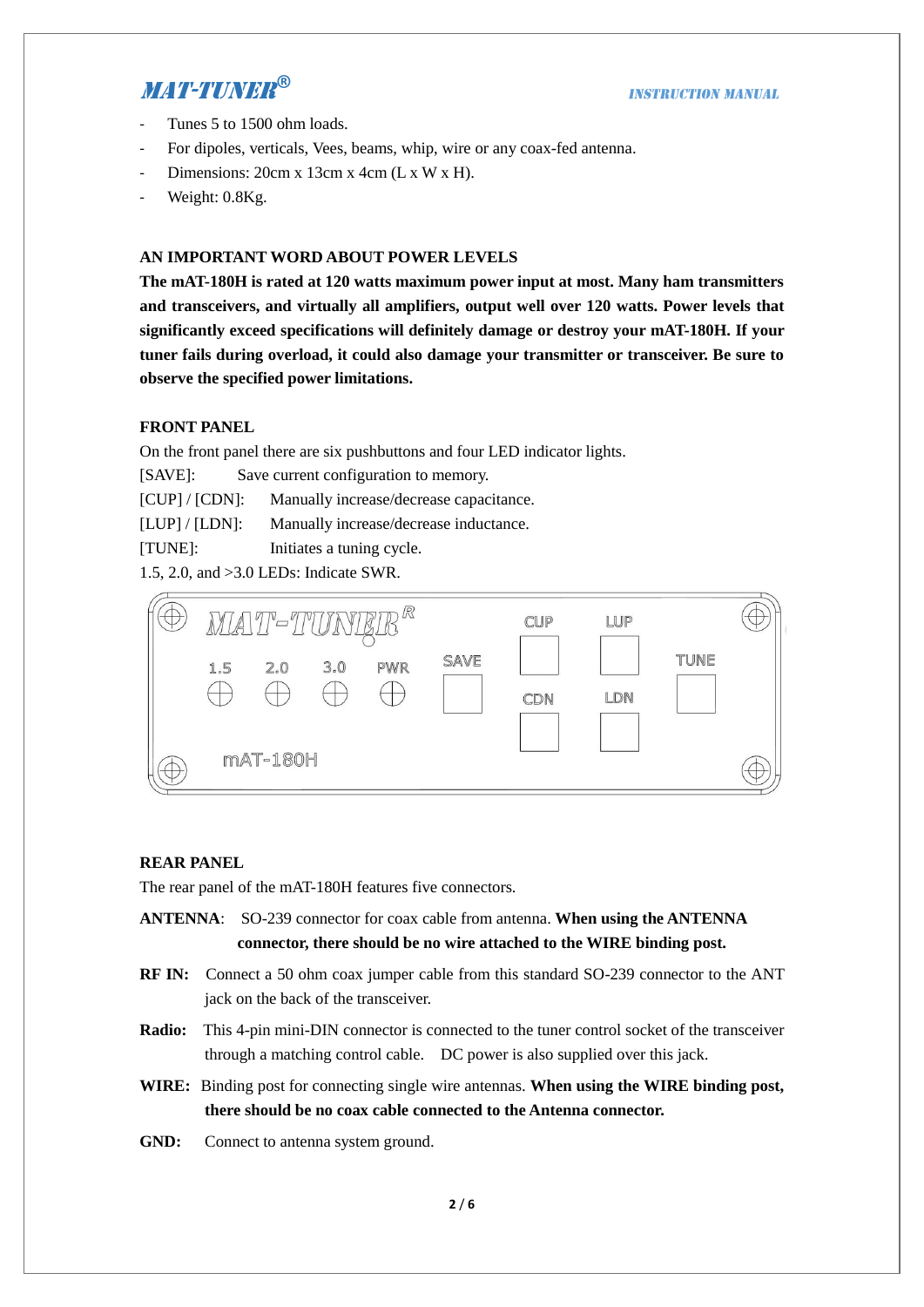- Tunes 5 to 1500 ohm loads.
- For dipoles, verticals, Vees, beams, whip, wire or any coax-fed antenna.
- Dimensions: 20cm x 13cm x 4cm (L x W x H).
- Weight: 0.8Kg.

## AN IMPORTANT WORD ABOUT POWER LEVELS

**The mAT-180H is rated at 120 watts maximum power input at most. Many ham transmitters and transceivers, and virtually all amplifiers, output well over 120 watts. Power levels that significantly exceed specifications will definitely damage or destroy your mAT-180H. If your tuner fails during overload, it could also damage your transmitter or transceiver. Be sure to observe the specified power limitations.**

## FRONT PANEL

On the front panel there are six pushbuttons and four LED indicator lights.

[SAVE]: Save current configuration to memory.

[CUP] / [CDN]: Manually increase/decrease capacitance.

[LUP] / [LDN]: Manually increase/decrease inductance.

[TUNE]: Initiates a tuning cycle.

1.5, 2.0, and >3.0 LEDs: Indicate SWR.

## REAR PANEL

The rear panel of the mAT-180H features five connectors.

**ANTENNA**: SO-239 connector for coax cable from antenna. **When using the ANTENNA connector, there should be no wire attached to the WIRE binding post.**

**RF IN:** Connect a 50 ohm coax jumper cable from this standard SO-239 connector to the ANT jack on the back of the transceiver.

**Radio:** This 4-pin mini-DIN connector is connected to the tuner control socket of the transceiver through a matching control cable. DC power is also supplied over this jack.

**WIRE:** Binding post for connecting single wire antennas. **When using the WIRE binding post, there should be no coax cable connected to the Antenna connector.**

**GND:** Connect to antenna system ground.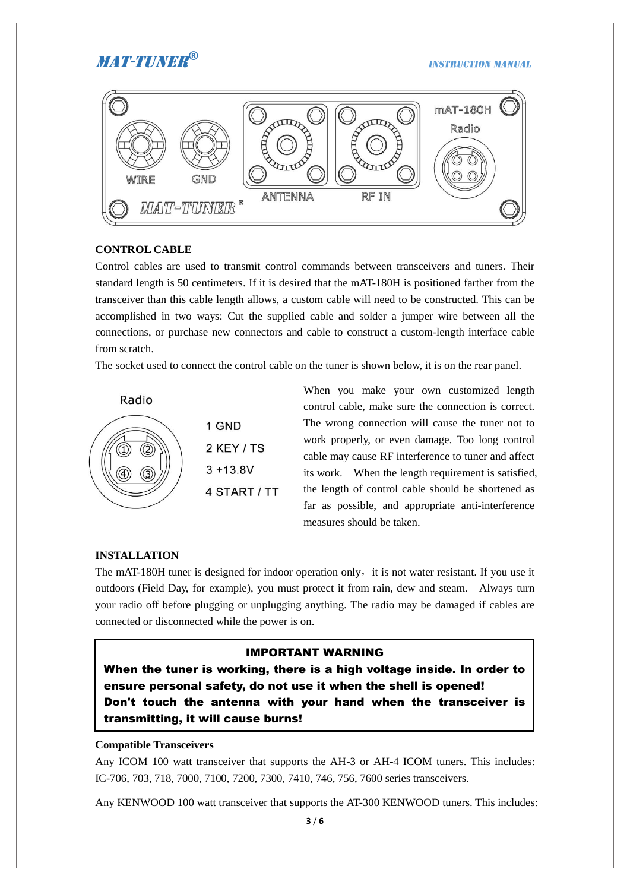## CONTROL CABLE

Control cables are used to transmit control commands between transceivers and tuners. Their standard length is 50 centimeters. If it is desired that the mAT-180H is positioned farther from the transceiver than this cable length allows, a custom cable will need to be constructed. This can be accomplished in two ways: Cut the supplied cable and solder a jumper wire between all the connections, or purchase new connectors and cable to construct a custom-length interface cable from scratch.

The socket used to connect the control cable on the tuner is shown below, it is on the rear panel.

Radio

1 GND

2 KEY / TS

3 +13.8V

4 START / TT

When you make your own customized length control cable, make sure the connection is correct. The wrong connection will cause the tuner not to work properly, or even damage. Too long control cable may cause RF interference to tuner and affect its work. When the length requirement is satisfied, the length of control cable should be shortened as far as possible, and appropriate anti-interference measures should be taken.

## INSTALLATION

The mAT-180H tuner is designed for indoor operation only，it is not water resistant. If you use it outdoors (Field Day, for example), you must protect it from rain, dew and steam. Always turn your radio off before plugging or unplugging anything. The radio may be damaged if cables are connected or disconnected while the power is on.

> **IMPORTANT WARNING**
>
> **When the tuner is working, there is a high voltage inside. In order to ensure personal safety, do not use it when the shell is opened!**
>
> **Don't touch the antenna with your hand when the transceiver is transmitting, it will cause burns!**

### Compatible Transceivers

Any ICOM 100 watt transceiver that supports the AH-3 or AH-4 ICOM tuners. This includes: IC-706, 703, 718, 7000, 7100, 7200, 7300, 7410, 746, 756, 7600 series transceivers.

Any KENWOOD 100 watt transceiver that supports the AT-300 KENWOOD tuners. This includes: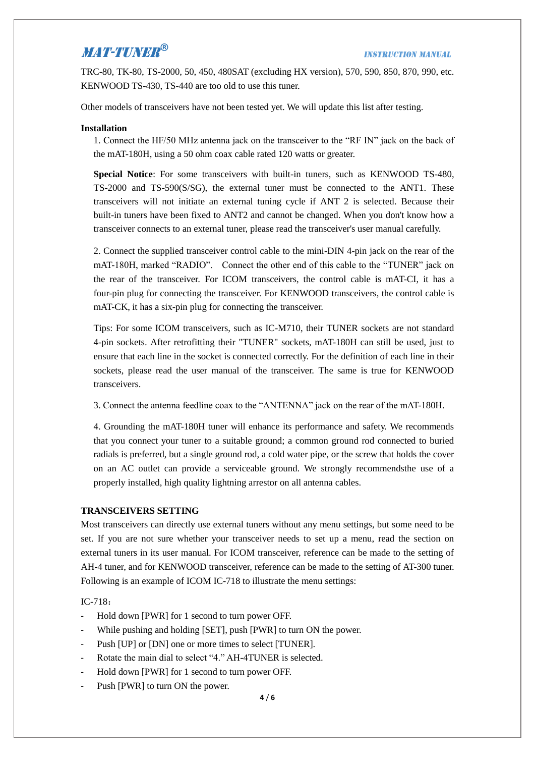TRC-80, TK-80, TS-2000, 50, 450, 480SAT (excluding HX version), 570, 590, 850, 870, 990, etc. KENWOOD TS-430, TS-440 are too old to use this tuner.

Other models of transceivers have not been tested yet. We will update this list after testing.

**Installation**

1. Connect the HF/50 MHz antenna jack on the transceiver to the “RF IN” jack on the back of the mAT-180H, using a 50 ohm coax cable rated 120 watts or greater.

   **Special Notice**: For some transceivers with built-in tuners, such as KENWOOD TS-480, TS-2000 and TS-590(S/SG), the external tuner must be connected to the ANT1. These transceivers will not initiate an external tuning cycle if ANT 2 is selected. Because their built-in tuners have been fixed to ANT2 and cannot be changed. When you don't know how a transceiver connects to an external tuner, please read the transceiver's user manual carefully.

2. Connect the supplied transceiver control cable to the mini-DIN 4-pin jack on the rear of the mAT-180H, marked “RADIO”. Connect the other end of this cable to the “TUNER” jack on the rear of the transceiver. For ICOM transceivers, the control cable is mAT-CI, it has a four-pin plug for connecting the transceiver. For KENWOOD transceivers, the control cable is mAT-CK, it has a six-pin plug for connecting the transceiver.

   Tips: For some ICOM transceivers, such as IC-M710, their TUNER sockets are not standard 4-pin sockets. After retrofitting their "TUNER" sockets, mAT-180H can still be used, just to ensure that each line in the socket is connected correctly. For the definition of each line in their sockets, please read the user manual of the transceiver. The same is true for KENWOOD transceivers.

3. Connect the antenna feedline coax to the “ANTENNA” jack on the rear of the mAT-180H.

4. Grounding the mAT-180H tuner will enhance its performance and safety. We recommends that you connect your tuner to a suitable ground; a common ground rod connected to buried radials is preferred, but a single ground rod, a cold water pipe, or the screw that holds the cover on an AC outlet can provide a serviceable ground. We strongly recommendsthe use of a properly installed, high quality lightning arrestor on all antenna cables.

**TRANSCEIVERS SETTING**

Most transceivers can directly use external tuners without any menu settings, but some need to be set. If you are not sure whether your transceiver needs to set up a menu, read the section on external tuners in its user manual. For ICOM transceiver, reference can be made to the setting of AH-4 tuner, and for KENWOOD transceiver, reference can be made to the setting of AT-300 tuner. Following is an example of ICOM IC-718 to illustrate the menu settings:

IC-718：

- Hold down [PWR] for 1 second to turn power OFF.
- While pushing and holding [SET], push [PWR] to turn ON the power.
- Push [UP] or [DN] one or more times to select [TUNER].
- Rotate the main dial to select “4.” AH-4TUNER is selected.
- Hold down [PWR] for 1 second to turn power OFF.
- Push [PWR] to turn ON the power.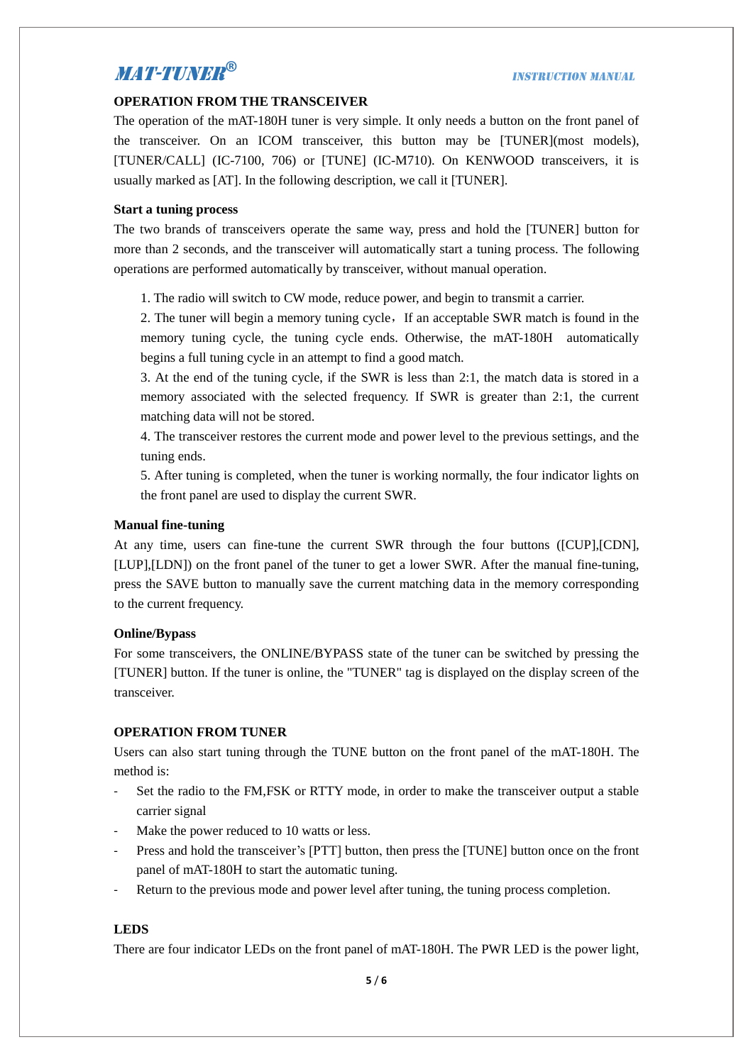## OPERATION FROM THE TRANSCEIVER

The operation of the mAT-180H tuner is very simple. It only needs a button on the front panel of the transceiver. On an ICOM transceiver, this button may be [TUNER](most models), [TUNER/CALL] (IC-7100, 706) or [TUNE] (IC-M710). On KENWOOD transceivers, it is usually marked as [AT]. In the following description, we call it [TUNER].

### Start a tuning process

The two brands of transceivers operate the same way, press and hold the [TUNER] button for more than 2 seconds, and the transceiver will automatically start a tuning process. The following operations are performed automatically by transceiver, without manual operation.

1. The radio will switch to CW mode, reduce power, and begin to transmit a carrier.
2. The tuner will begin a memory tuning cycle，If an acceptable SWR match is found in the memory tuning cycle, the tuning cycle ends. Otherwise, the mAT-180H automatically begins a full tuning cycle in an attempt to find a good match.
3. At the end of the tuning cycle, if the SWR is less than 2:1, the match data is stored in a memory associated with the selected frequency. If SWR is greater than 2:1, the current matching data will not be stored.
4. The transceiver restores the current mode and power level to the previous settings, and the tuning ends.
5. After tuning is completed, when the tuner is working normally, the four indicator lights on the front panel are used to display the current SWR.

### Manual fine-tuning

At any time, users can fine-tune the current SWR through the four buttons ([CUP],[CDN],[LUP],[LDN]) on the front panel of the tuner to get a lower SWR. After the manual fine-tuning, press the SAVE button to manually save the current matching data in the memory corresponding to the current frequency.

### Online/Bypass

For some transceivers, the ONLINE/BYPASS state of the tuner can be switched by pressing the [TUNER] button. If the tuner is online, the "TUNER" tag is displayed on the display screen of the transceiver.

## OPERATION FROM TUNER

Users can also start tuning through the TUNE button on the front panel of the mAT-180H. The method is:

- Set the radio to the FM,FSK or RTTY mode, in order to make the transceiver output a stable carrier signal
- Make the power reduced to 10 watts or less.
- Press and hold the transceiver's [PTT] button, then press the [TUNE] button once on the front panel of mAT-180H to start the automatic tuning.
- Return to the previous mode and power level after tuning, the tuning process completion.

## LEDS

There are four indicator LEDs on the front panel of mAT-180H. The PWR LED is the power light,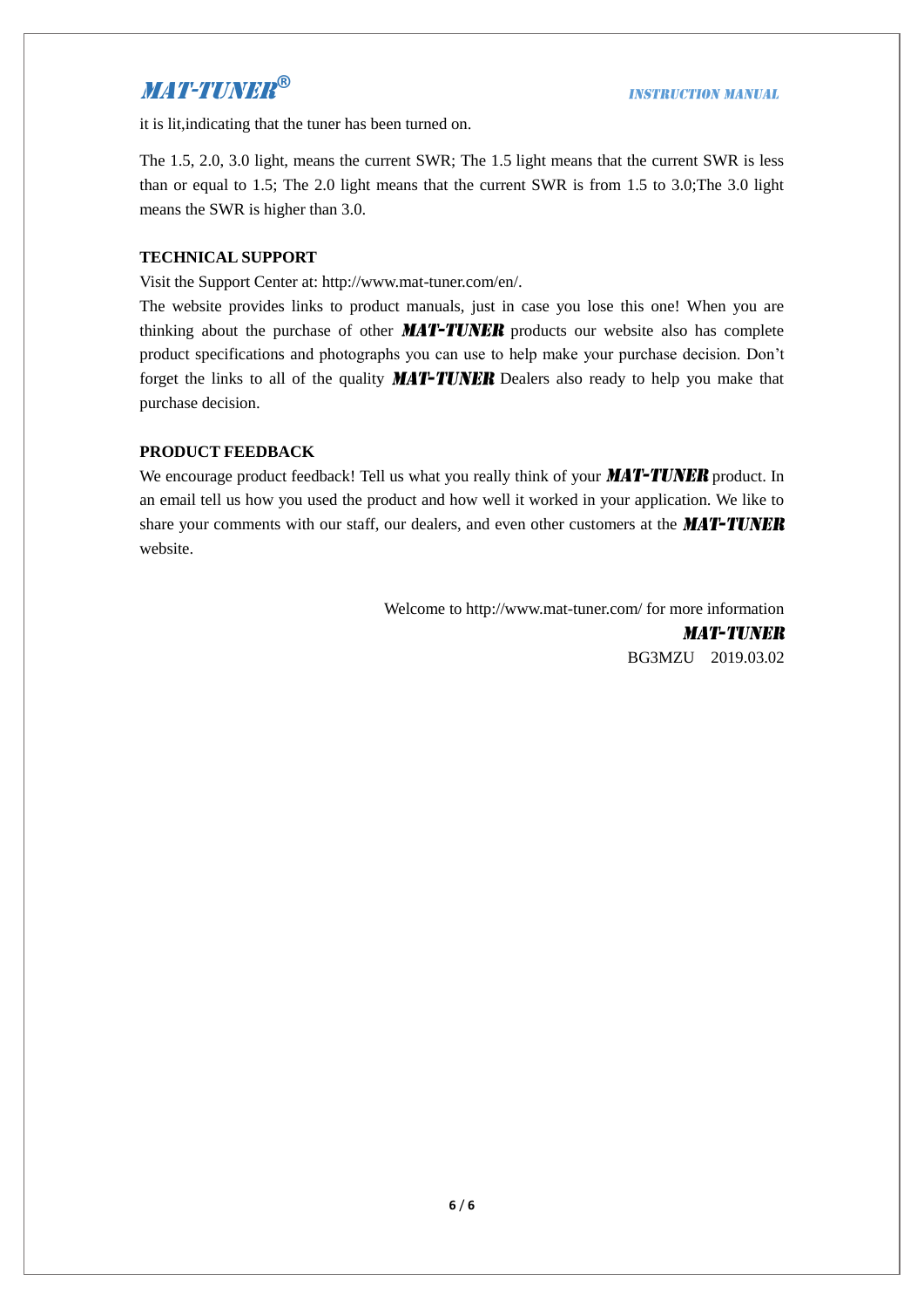it is lit,indicating that the tuner has been turned on.

The 1.5, 2.0, 3.0 light, means the current SWR; The 1.5 light means that the current SWR is less than or equal to 1.5; The 2.0 light means that the current SWR is from 1.5 to 3.0;The 3.0 light means the SWR is higher than 3.0.

**TECHNICAL SUPPORT**

Visit the Support Center at: http://www.mat-tuner.com/en/.

The website provides links to product manuals, just in case you lose this one! When you are thinking about the purchase of other ***MAT-TUNER*** products our website also has complete product specifications and photographs you can use to help make your purchase decision. Don't forget the links to all of the quality ***MAT-TUNER*** Dealers also ready to help you make that purchase decision.

**PRODUCT FEEDBACK**

We encourage product feedback! Tell us what you really think of your ***MAT-TUNER*** product. In an email tell us how you used the product and how well it worked in your application. We like to share your comments with our staff, our dealers, and even other customers at the ***MAT-TUNER*** website.

Welcome to http://www.mat-tuner.com/ for more information

***MAT-TUNER***

BG3MZU 2019.03.02